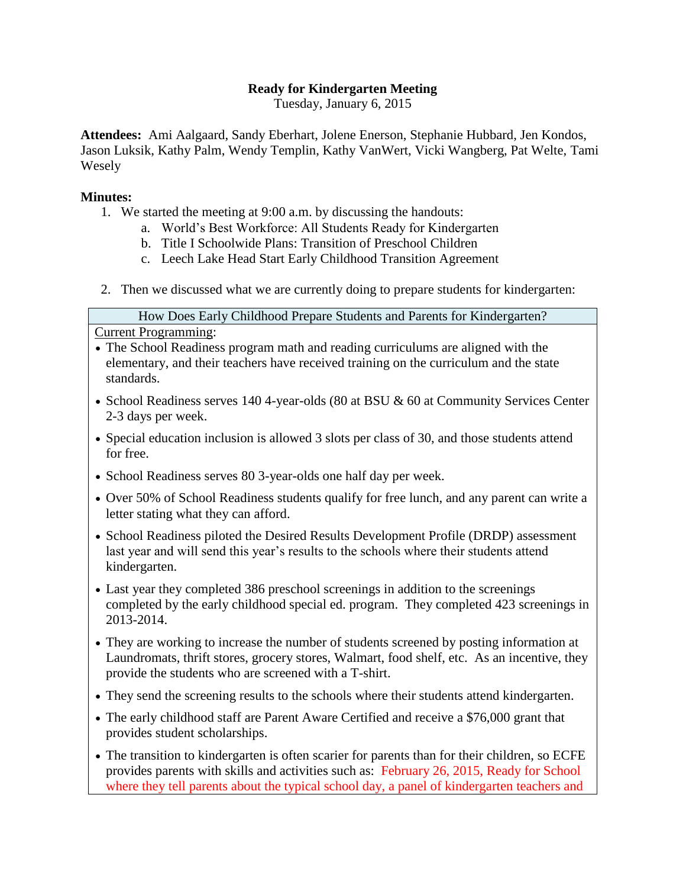# Ready for Kindergarten Meeting

Tuesday, January 6, 2015

**Attendees:** Ami Aalgaard, Sandy Eberhart, Jolene Enerson, Stephanie Hubbard, Jen Kondos, Jason Luksik, Kathy Palm, Wendy Templin, Kathy VanWert, Vicki Wangberg, Pat Welte, Tami Wesely

**Minutes:**

1. We started the meeting at 9:00 a.m. by discussing the handouts:
   a. World's Best Workforce: All Students Ready for Kindergarten
   b. Title I Schoolwide Plans: Transition of Preschool Children
   c. Leech Lake Head Start Early Childhood Transition Agreement

2. Then we discussed what we are currently doing to prepare students for kindergarten:

| How Does Early Childhood Prepare Students and Parents for Kindergarten? |
|---|
| Current Programming:<br>• The School Readiness program math and reading curriculums are aligned with the elementary, and their teachers have received training on the curriculum and the state standards.<br>• School Readiness serves 140 4-year-olds (80 at BSU & 60 at Community Services Center 2-3 days per week.<br>• Special education inclusion is allowed 3 slots per class of 30, and those students attend for free.<br>• School Readiness serves 80 3-year-olds one half day per week.<br>• Over 50% of School Readiness students qualify for free lunch, and any parent can write a letter stating what they can afford.<br>• School Readiness piloted the Desired Results Development Profile (DRDP) assessment last year and will send this year's results to the schools where their students attend kindergarten.<br>• Last year they completed 386 preschool screenings in addition to the screenings completed by the early childhood special ed. program. They completed 423 screenings in 2013-2014.<br>• They are working to increase the number of students screened by posting information at Laundromats, thrift stores, grocery stores, Walmart, food shelf, etc. As an incentive, they provide the students who are screened with a T-shirt.<br>• They send the screening results to the schools where their students attend kindergarten.<br>• The early childhood staff are Parent Aware Certified and receive a $76,000 grant that provides student scholarships.<br>• The transition to kindergarten is often scarier for parents than for their children, so ECFE provides parents with skills and activities such as: February 26, 2015, Ready for School where they tell parents about the typical school day, a panel of kindergarten teachers and |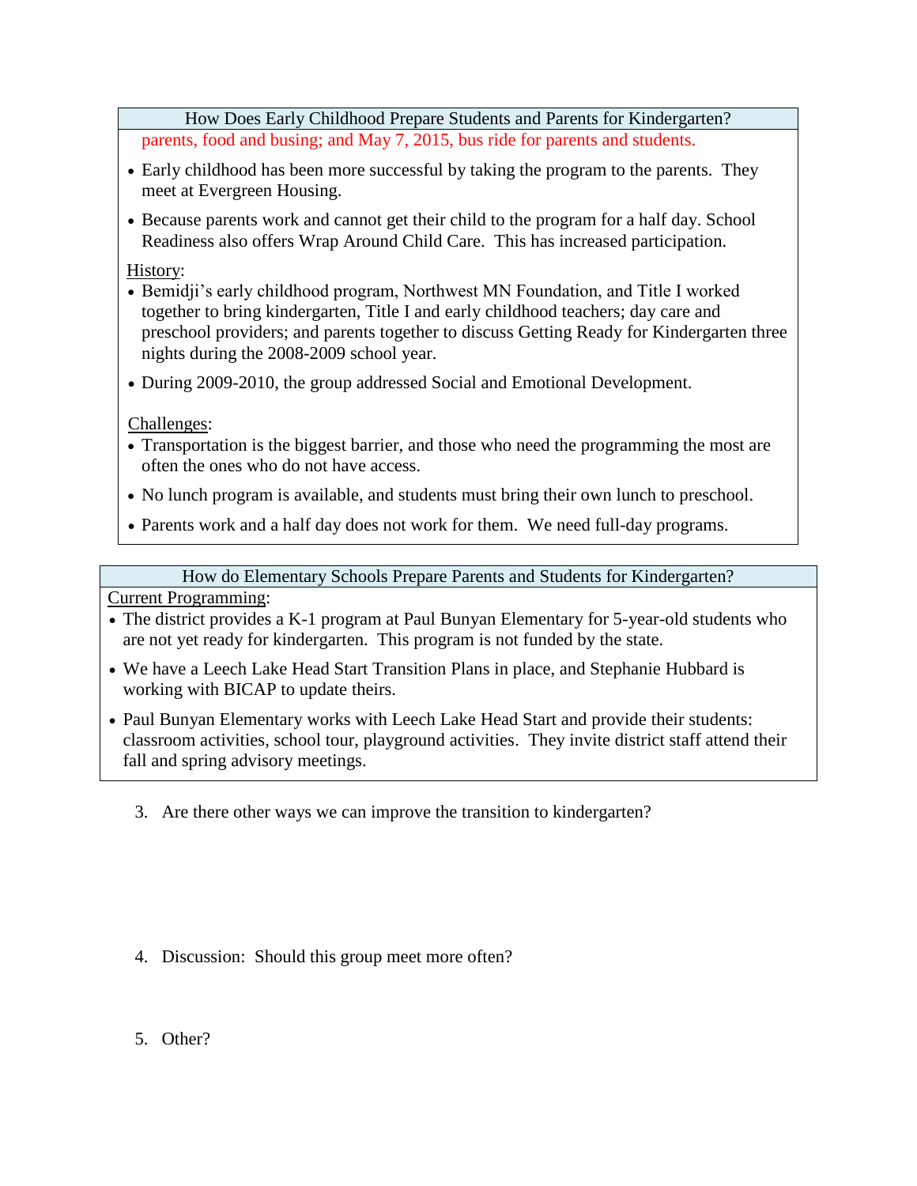## How Does Early Childhood Prepare Students and Parents for Kindergarten?

parents, food and busing; and May 7, 2015, bus ride for parents and students.

- Early childhood has been more successful by taking the program to the parents. They meet at Evergreen Housing.
- Because parents work and cannot get their child to the program for a half day. School Readiness also offers Wrap Around Child Care. This has increased participation.

History:

- Bemidji's early childhood program, Northwest MN Foundation, and Title I worked together to bring kindergarten, Title I and early childhood teachers; day care and preschool providers; and parents together to discuss Getting Ready for Kindergarten three nights during the 2008-2009 school year.
- During 2009-2010, the group addressed Social and Emotional Development.

Challenges:

- Transportation is the biggest barrier, and those who need the programming the most are often the ones who do not have access.
- No lunch program is available, and students must bring their own lunch to preschool.
- Parents work and a half day does not work for them. We need full-day programs.

## How do Elementary Schools Prepare Parents and Students for Kindergarten?

Current Programming:

- The district provides a K-1 program at Paul Bunyan Elementary for 5-year-old students who are not yet ready for kindergarten. This program is not funded by the state.
- We have a Leech Lake Head Start Transition Plans in place, and Stephanie Hubbard is working with BICAP to update theirs.
- Paul Bunyan Elementary works with Leech Lake Head Start and provide their students: classroom activities, school tour, playground activities. They invite district staff attend their fall and spring advisory meetings.

3. Are there other ways we can improve the transition to kindergarten?

4. Discussion: Should this group meet more often?

5. Other?